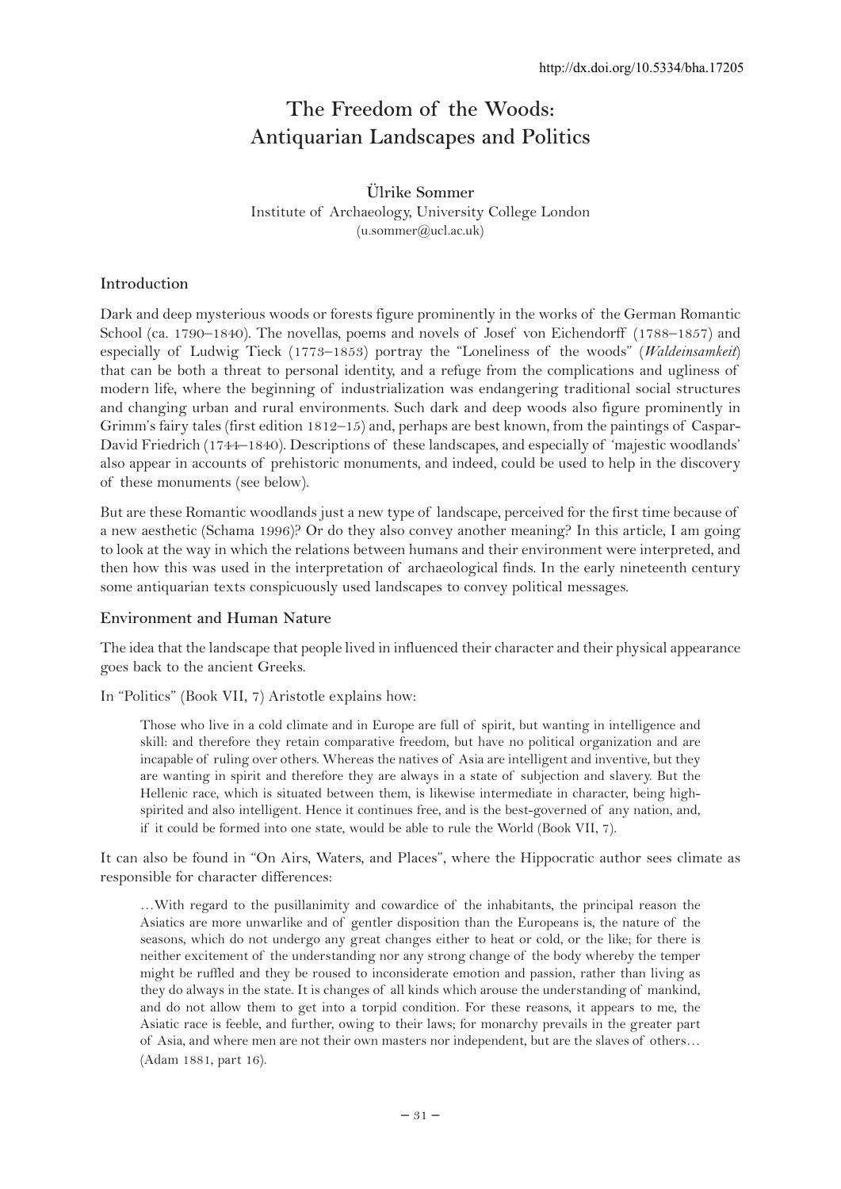http://dx.doi.org/10.5334/bha.17205

# The Freedom of the Woods: Antiquarian Landscapes and Politics

Ülrike Sommer
Institute of Archaeology, University College London
(u.sommer@ucl.ac.uk)

## Introduction

Dark and deep mysterious woods or forests figure prominently in the works of the German Romantic School (ca. 1790–1840). The novellas, poems and novels of Josef von Eichendorff (1788–1857) and especially of Ludwig Tieck (1773–1853) portray the "Loneliness of the woods" (*Waldeinsamkeit*) that can be both a threat to personal identity, and a refuge from the complications and ugliness of modern life, where the beginning of industrialization was endangering traditional social structures and changing urban and rural environments. Such dark and deep woods also figure prominently in Grimm's fairy tales (first edition 1812–15) and, perhaps are best known, from the paintings of Caspar-David Friedrich (1744–1840). Descriptions of these landscapes, and especially of 'majestic woodlands' also appear in accounts of prehistoric monuments, and indeed, could be used to help in the discovery of these monuments (see below).

But are these Romantic woodlands just a new type of landscape, perceived for the first time because of a new aesthetic (Schama 1996)? Or do they also convey another meaning? In this article, I am going to look at the way in which the relations between humans and their environment were interpreted, and then how this was used in the interpretation of archaeological finds. In the early nineteenth century some antiquarian texts conspicuously used landscapes to convey political messages.

## Environment and Human Nature

The idea that the landscape that people lived in influenced their character and their physical appearance goes back to the ancient Greeks.

In "Politics" (Book VII, 7) Aristotle explains how:

> Those who live in a cold climate and in Europe are full of spirit, but wanting in intelligence and skill: and therefore they retain comparative freedom, but have no political organization and are incapable of ruling over others. Whereas the natives of Asia are intelligent and inventive, but they are wanting in spirit and therefore they are always in a state of subjection and slavery. But the Hellenic race, which is situated between them, is likewise intermediate in character, being high-spirited and also intelligent. Hence it continues free, and is the best-governed of any nation, and, if it could be formed into one state, would be able to rule the World (Book VII, 7).

It can also be found in "On Airs, Waters, and Places", where the Hippocratic author sees climate as responsible for character differences:

> …With regard to the pusillanimity and cowardice of the inhabitants, the principal reason the Asiatics are more unwarlike and of gentler disposition than the Europeans is, the nature of the seasons, which do not undergo any great changes either to heat or cold, or the like; for there is neither excitement of the understanding nor any strong change of the body whereby the temper might be ruffled and they be roused to inconsiderate emotion and passion, rather than living as they do always in the state. It is changes of all kinds which arouse the understanding of mankind, and do not allow them to get into a torpid condition. For these reasons, it appears to me, the Asiatic race is feeble, and further, owing to their laws; for monarchy prevails in the greater part of Asia, and where men are not their own masters nor independent, but are the slaves of others… (Adam 1881, part 16).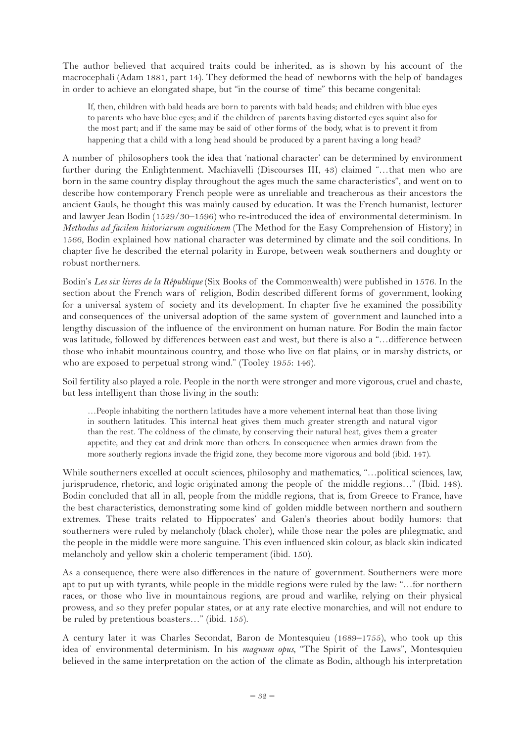The author believed that acquired traits could be inherited, as is shown by his account of the macrocephali (Adam 1881, part 14). They deformed the head of newborns with the help of bandages in order to achieve an elongated shape, but "in the course of time" this became congenital:

> If, then, children with bald heads are born to parents with bald heads; and children with blue eyes to parents who have blue eyes; and if the children of parents having distorted eyes squint also for the most part; and if the same may be said of other forms of the body, what is to prevent it from happening that a child with a long head should be produced by a parent having a long head?

A number of philosophers took the idea that 'national character' can be determined by environment further during the Enlightenment. Machiavelli (Discourses III, 43) claimed "…that men who are born in the same country display throughout the ages much the same characteristics", and went on to describe how contemporary French people were as unreliable and treacherous as their ancestors the ancient Gauls, he thought this was mainly caused by education. It was the French humanist, lecturer and lawyer Jean Bodin (1529/30–1596) who re-introduced the idea of environmental determinism. In *Methodus ad facilem historiarum cognitionem* (The Method for the Easy Comprehension of History) in 1566, Bodin explained how national character was determined by climate and the soil conditions. In chapter five he described the eternal polarity in Europe, between weak southerners and doughty or robust northerners.

Bodin's *Les six livres de la République* (Six Books of the Commonwealth) were published in 1576. In the section about the French wars of religion, Bodin described different forms of government, looking for a universal system of society and its development. In chapter five he examined the possibility and consequences of the universal adoption of the same system of government and launched into a lengthy discussion of the influence of the environment on human nature. For Bodin the main factor was latitude, followed by differences between east and west, but there is also a "…difference between those who inhabit mountainous country, and those who live on flat plains, or in marshy districts, or who are exposed to perpetual strong wind." (Tooley 1955: 146).

Soil fertility also played a role. People in the north were stronger and more vigorous, cruel and chaste, but less intelligent than those living in the south:

> …People inhabiting the northern latitudes have a more vehement internal heat than those living in southern latitudes. This internal heat gives them much greater strength and natural vigor than the rest. The coldness of the climate, by conserving their natural heat, gives them a greater appetite, and they eat and drink more than others. In consequence when armies drawn from the more southerly regions invade the frigid zone, they become more vigorous and bold (ibid. 147).

While southerners excelled at occult sciences, philosophy and mathematics, "…political sciences, law, jurisprudence, rhetoric, and logic originated among the people of the middle regions…" (Ibid. 148). Bodin concluded that all in all, people from the middle regions, that is, from Greece to France, have the best characteristics, demonstrating some kind of golden middle between northern and southern extremes. These traits related to Hippocrates' and Galen's theories about bodily humors: that southerners were ruled by melancholy (black choler), while those near the poles are phlegmatic, and the people in the middle were more sanguine. This even influenced skin colour, as black skin indicated melancholy and yellow skin a choleric temperament (ibid. 150).

As a consequence, there were also differences in the nature of government. Southerners were more apt to put up with tyrants, while people in the middle regions were ruled by the law: "…for northern races, or those who live in mountainous regions, are proud and warlike, relying on their physical prowess, and so they prefer popular states, or at any rate elective monarchies, and will not endure to be ruled by pretentious boasters…" (ibid. 155).

A century later it was Charles Secondat, Baron de Montesquieu (1689–1755), who took up this idea of environmental determinism. In his *magnum opus*, "The Spirit of the Laws", Montesquieu believed in the same interpretation on the action of the climate as Bodin, although his interpretation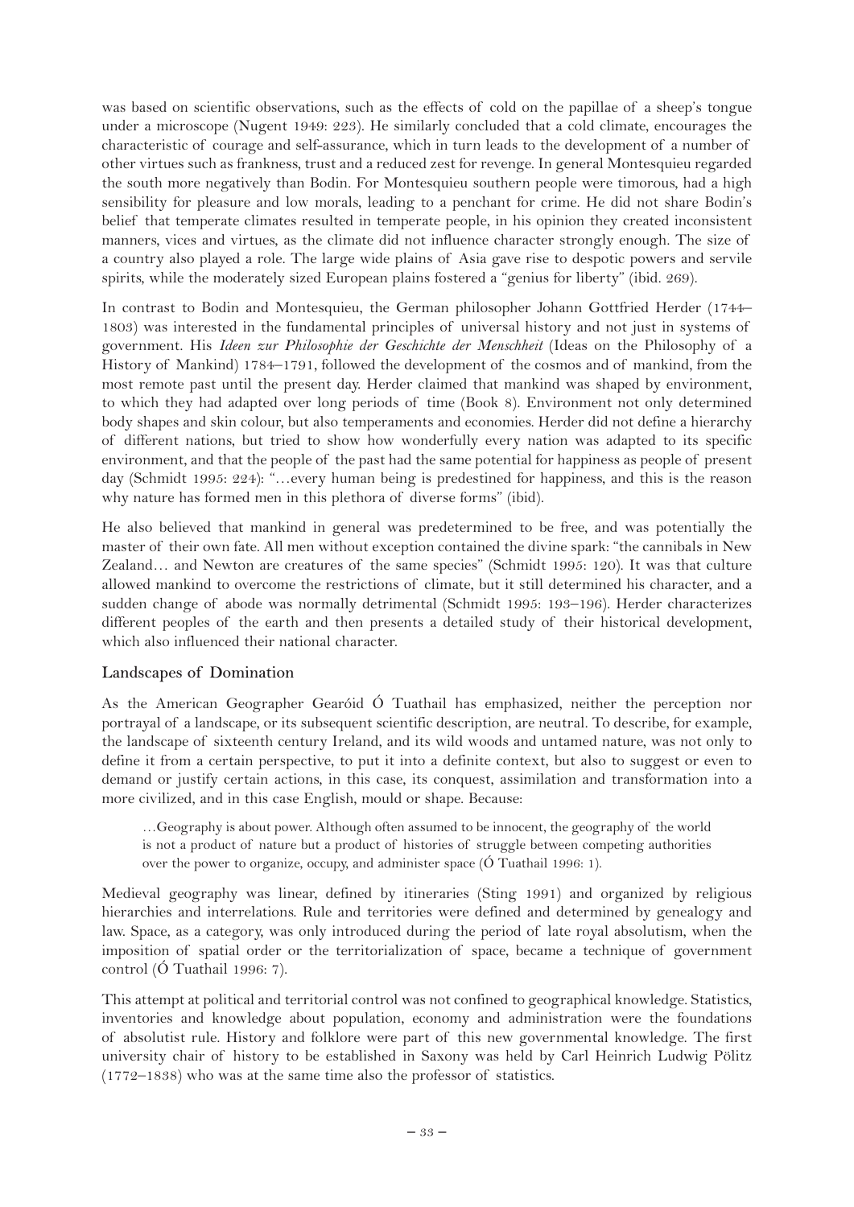was based on scientific observations, such as the effects of cold on the papillae of a sheep's tongue under a microscope (Nugent 1949: 223). He similarly concluded that a cold climate, encourages the characteristic of courage and self-assurance, which in turn leads to the development of a number of other virtues such as frankness, trust and a reduced zest for revenge. In general Montesquieu regarded the south more negatively than Bodin. For Montesquieu southern people were timorous, had a high sensibility for pleasure and low morals, leading to a penchant for crime. He did not share Bodin's belief that temperate climates resulted in temperate people, in his opinion they created inconsistent manners, vices and virtues, as the climate did not influence character strongly enough. The size of a country also played a role. The large wide plains of Asia gave rise to despotic powers and servile spirits, while the moderately sized European plains fostered a "genius for liberty" (ibid. 269).

In contrast to Bodin and Montesquieu, the German philosopher Johann Gottfried Herder (1744–1803) was interested in the fundamental principles of universal history and not just in systems of government. His *Ideen zur Philosophie der Geschichte der Menschheit* (Ideas on the Philosophy of a History of Mankind) 1784–1791, followed the development of the cosmos and of mankind, from the most remote past until the present day. Herder claimed that mankind was shaped by environment, to which they had adapted over long periods of time (Book 8). Environment not only determined body shapes and skin colour, but also temperaments and economies. Herder did not define a hierarchy of different nations, but tried to show how wonderfully every nation was adapted to its specific environment, and that the people of the past had the same potential for happiness as people of present day (Schmidt 1995: 224): "…every human being is predestined for happiness, and this is the reason why nature has formed men in this plethora of diverse forms" (ibid).

He also believed that mankind in general was predetermined to be free, and was potentially the master of their own fate. All men without exception contained the divine spark: "the cannibals in New Zealand… and Newton are creatures of the same species" (Schmidt 1995: 120). It was that culture allowed mankind to overcome the restrictions of climate, but it still determined his character, and a sudden change of abode was normally detrimental (Schmidt 1995: 193–196). Herder characterizes different peoples of the earth and then presents a detailed study of their historical development, which also influenced their national character.

## Landscapes of Domination

As the American Geographer Gearóid Ó Tuathail has emphasized, neither the perception nor portrayal of a landscape, or its subsequent scientific description, are neutral. To describe, for example, the landscape of sixteenth century Ireland, and its wild woods and untamed nature, was not only to define it from a certain perspective, to put it into a definite context, but also to suggest or even to demand or justify certain actions, in this case, its conquest, assimilation and transformation into a more civilized, and in this case English, mould or shape. Because:

> …Geography is about power. Although often assumed to be innocent, the geography of the world is not a product of nature but a product of histories of struggle between competing authorities over the power to organize, occupy, and administer space (Ó Tuathail 1996: 1).

Medieval geography was linear, defined by itineraries (Sting 1991) and organized by religious hierarchies and interrelations. Rule and territories were defined and determined by genealogy and law. Space, as a category, was only introduced during the period of late royal absolutism, when the imposition of spatial order or the territorialization of space, became a technique of government control (Ó Tuathail 1996: 7).

This attempt at political and territorial control was not confined to geographical knowledge. Statistics, inventories and knowledge about population, economy and administration were the foundations of absolutist rule. History and folklore were part of this new governmental knowledge. The first university chair of history to be established in Saxony was held by Carl Heinrich Ludwig Pölitz (1772–1838) who was at the same time also the professor of statistics.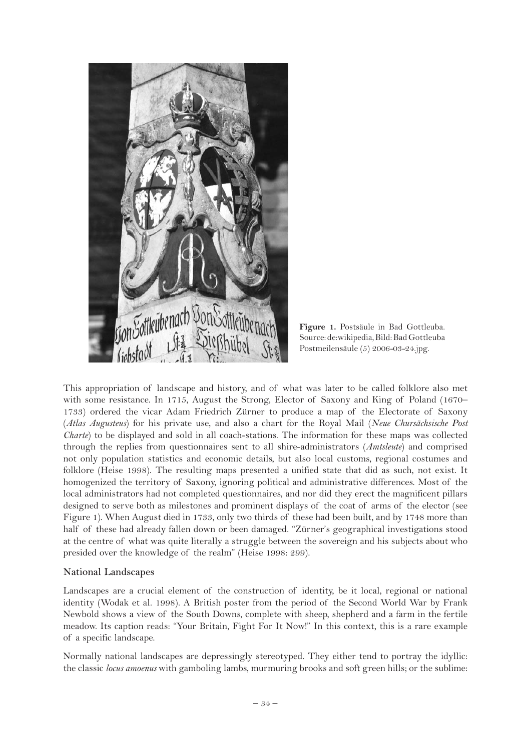**Figure 1.** Postsäule in Bad Gottleuba. Source: de:wikipedia, Bild: Bad Gottleuba Postmeilensäule (5) 2006-03-24.jpg.

This appropriation of landscape and history, and of what was later to be called folklore also met with some resistance. In 1715, August the Strong, Elector of Saxony and King of Poland (1670–1733) ordered the vicar Adam Friedrich Zürner to produce a map of the Electorate of Saxony (*Atlas Augusteus*) for his private use, and also a chart for the Royal Mail (*Neue Chursächsische Post Charte*) to be displayed and sold in all coach-stations. The information for these maps was collected through the replies from questionnaires sent to all shire-administrators (*Amtsleute*) and comprised not only population statistics and economic details, but also local customs, regional costumes and folklore (Heise 1998). The resulting maps presented a unified state that did as such, not exist. It homogenized the territory of Saxony, ignoring political and administrative differences. Most of the local administrators had not completed questionnaires, and nor did they erect the magnificent pillars designed to serve both as milestones and prominent displays of the coat of arms of the elector (see Figure 1). When August died in 1733, only two thirds of these had been built, and by 1748 more than half of these had already fallen down or been damaged. "Zürner's geographical investigations stood at the centre of what was quite literally a struggle between the sovereign and his subjects about who presided over the knowledge of the realm" (Heise 1998: 299).

## National Landscapes

Landscapes are a crucial element of the construction of identity, be it local, regional or national identity (Wodak et al. 1998). A British poster from the period of the Second World War by Frank Newbold shows a view of the South Downs, complete with sheep, shepherd and a farm in the fertile meadow. Its caption reads: "Your Britain, Fight For It Now!" In this context, this is a rare example of a specific landscape.

Normally national landscapes are depressingly stereotyped. They either tend to portray the idyllic: the classic *locus amoenus* with gamboling lambs, murmuring brooks and soft green hills; or the sublime: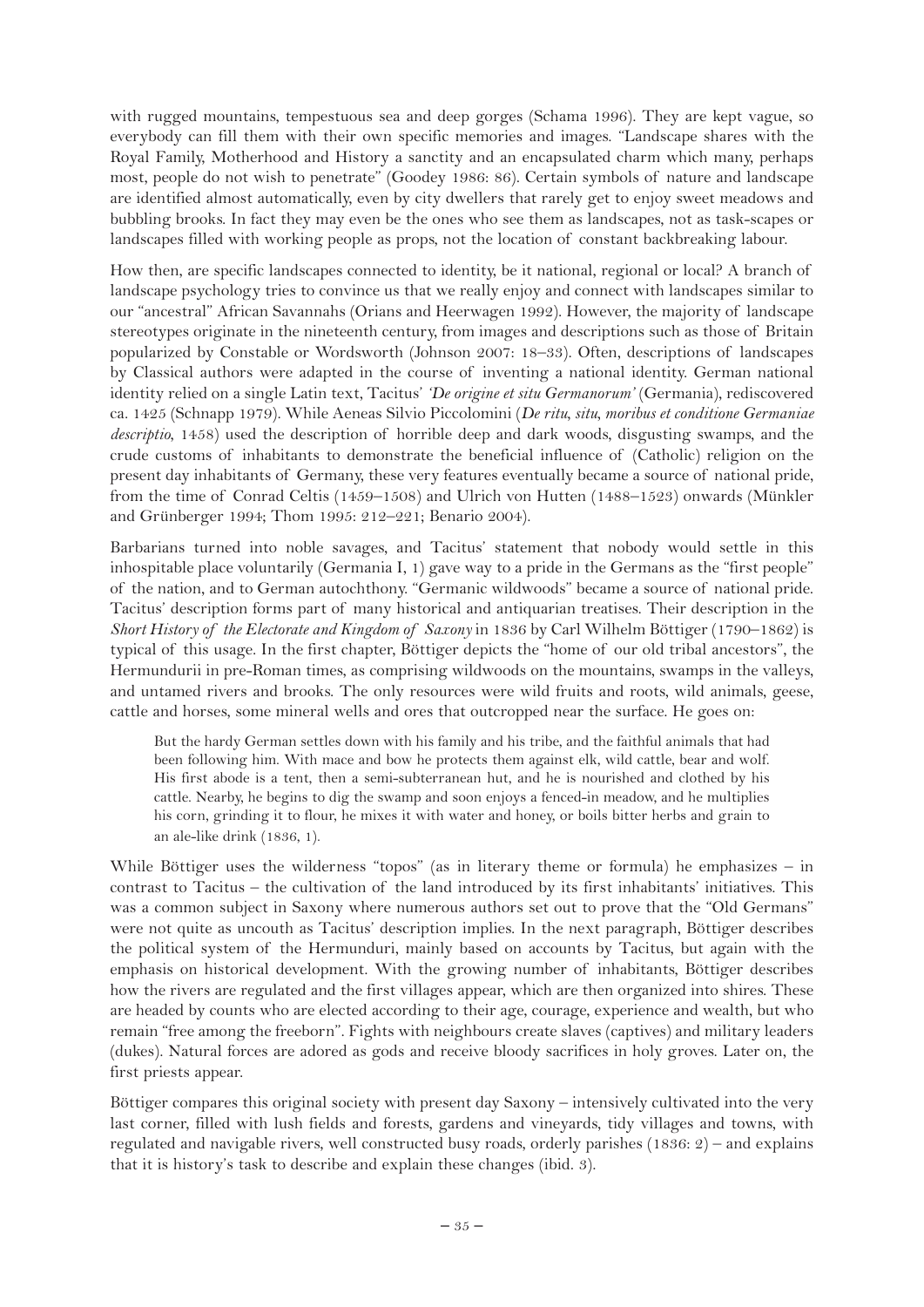with rugged mountains, tempestuous sea and deep gorges (Schama 1996). They are kept vague, so everybody can fill them with their own specific memories and images. "Landscape shares with the Royal Family, Motherhood and History a sanctity and an encapsulated charm which many, perhaps most, people do not wish to penetrate" (Goodey 1986: 86). Certain symbols of nature and landscape are identified almost automatically, even by city dwellers that rarely get to enjoy sweet meadows and bubbling brooks. In fact they may even be the ones who see them as landscapes, not as task-scapes or landscapes filled with working people as props, not the location of constant backbreaking labour.

How then, are specific landscapes connected to identity, be it national, regional or local? A branch of landscape psychology tries to convince us that we really enjoy and connect with landscapes similar to our "ancestral" African Savannahs (Orians and Heerwagen 1992). However, the majority of landscape stereotypes originate in the nineteenth century, from images and descriptions such as those of Britain popularized by Constable or Wordsworth (Johnson 2007: 18–33). Often, descriptions of landscapes by Classical authors were adapted in the course of inventing a national identity. German national identity relied on a single Latin text, Tacitus' *'De origine et situ Germanorum'* (Germania), rediscovered ca. 1425 (Schnapp 1979). While Aeneas Silvio Piccolomini (*De ritu, situ, moribus et conditione Germaniae descriptio*, 1458) used the description of horrible deep and dark woods, disgusting swamps, and the crude customs of inhabitants to demonstrate the beneficial influence of (Catholic) religion on the present day inhabitants of Germany, these very features eventually became a source of national pride, from the time of Conrad Celtis (1459–1508) and Ulrich von Hutten (1488–1523) onwards (Münkler and Grünberger 1994; Thom 1995: 212–221; Benario 2004).

Barbarians turned into noble savages, and Tacitus' statement that nobody would settle in this inhospitable place voluntarily (Germania I, 1) gave way to a pride in the Germans as the "first people" of the nation, and to German autochthony. "Germanic wildwoods" became a source of national pride. Tacitus' description forms part of many historical and antiquarian treatises. Their description in the *Short History of the Electorate and Kingdom of Saxony* in 1836 by Carl Wilhelm Böttiger (1790–1862) is typical of this usage. In the first chapter, Böttiger depicts the "home of our old tribal ancestors", the Hermundurii in pre-Roman times, as comprising wildwoods on the mountains, swamps in the valleys, and untamed rivers and brooks. The only resources were wild fruits and roots, wild animals, geese, cattle and horses, some mineral wells and ores that outcropped near the surface. He goes on:

> But the hardy German settles down with his family and his tribe, and the faithful animals that had been following him. With mace and bow he protects them against elk, wild cattle, bear and wolf. His first abode is a tent, then a semi-subterranean hut, and he is nourished and clothed by his cattle. Nearby, he begins to dig the swamp and soon enjoys a fenced-in meadow, and he multiplies his corn, grinding it to flour, he mixes it with water and honey, or boils bitter herbs and grain to an ale-like drink (1836, 1).

While Böttiger uses the wilderness "topos" (as in literary theme or formula) he emphasizes – in contrast to Tacitus – the cultivation of the land introduced by its first inhabitants' initiatives. This was a common subject in Saxony where numerous authors set out to prove that the "Old Germans" were not quite as uncouth as Tacitus' description implies. In the next paragraph, Böttiger describes the political system of the Hermunduri, mainly based on accounts by Tacitus, but again with the emphasis on historical development. With the growing number of inhabitants, Böttiger describes how the rivers are regulated and the first villages appear, which are then organized into shires. These are headed by counts who are elected according to their age, courage, experience and wealth, but who remain "free among the freeborn". Fights with neighbours create slaves (captives) and military leaders (dukes). Natural forces are adored as gods and receive bloody sacrifices in holy groves. Later on, the first priests appear.

Böttiger compares this original society with present day Saxony – intensively cultivated into the very last corner, filled with lush fields and forests, gardens and vineyards, tidy villages and towns, with regulated and navigable rivers, well constructed busy roads, orderly parishes (1836: 2) – and explains that it is history's task to describe and explain these changes (ibid. 3).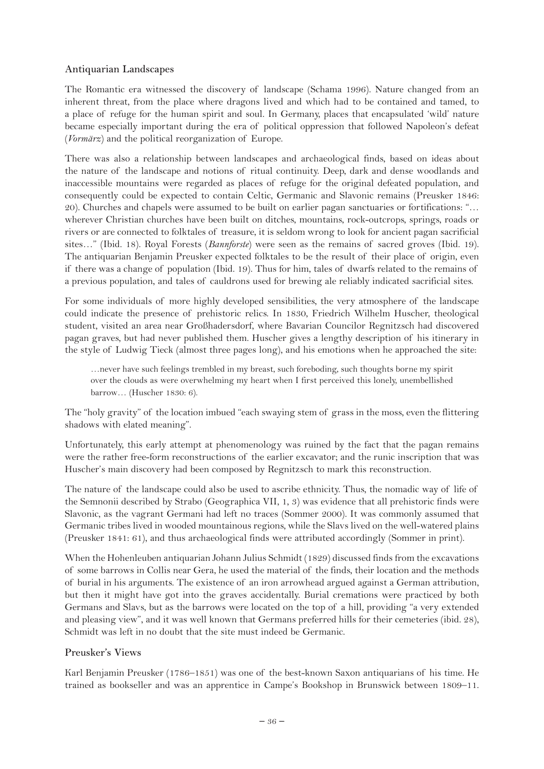## Antiquarian Landscapes

The Romantic era witnessed the discovery of landscape (Schama 1996). Nature changed from an inherent threat, from the place where dragons lived and which had to be contained and tamed, to a place of refuge for the human spirit and soul. In Germany, places that encapsulated 'wild' nature became especially important during the era of political oppression that followed Napoleon's defeat (*Vormärz*) and the political reorganization of Europe.

There was also a relationship between landscapes and archaeological finds, based on ideas about the nature of the landscape and notions of ritual continuity. Deep, dark and dense woodlands and inaccessible mountains were regarded as places of refuge for the original defeated population, and consequently could be expected to contain Celtic, Germanic and Slavonic remains (Preusker 1846: 20). Churches and chapels were assumed to be built on earlier pagan sanctuaries or fortifications: "… wherever Christian churches have been built on ditches, mountains, rock-outcrops, springs, roads or rivers or are connected to folktales of treasure, it is seldom wrong to look for ancient pagan sacrificial sites…" (Ibid. 18). Royal Forests (*Bannforste*) were seen as the remains of sacred groves (Ibid. 19). The antiquarian Benjamin Preusker expected folktales to be the result of their place of origin, even if there was a change of population (Ibid. 19). Thus for him, tales of dwarfs related to the remains of a previous population, and tales of cauldrons used for brewing ale reliably indicated sacrificial sites.

For some individuals of more highly developed sensibilities, the very atmosphere of the landscape could indicate the presence of prehistoric relics. In 1830, Friedrich Wilhelm Huscher, theological student, visited an area near Großhadersdorf, where Bavarian Councilor Regnitzsch had discovered pagan graves, but had never published them. Huscher gives a lengthy description of his itinerary in the style of Ludwig Tieck (almost three pages long), and his emotions when he approached the site:

> …never have such feelings trembled in my breast, such foreboding, such thoughts borne my spirit over the clouds as were overwhelming my heart when I first perceived this lonely, unembellished barrow… (Huscher 1830: 6).

The "holy gravity" of the location imbued "each swaying stem of grass in the moss, even the flittering shadows with elated meaning".

Unfortunately, this early attempt at phenomenology was ruined by the fact that the pagan remains were the rather free-form reconstructions of the earlier excavator; and the runic inscription that was Huscher's main discovery had been composed by Regnitzsch to mark this reconstruction.

The nature of the landscape could also be used to ascribe ethnicity. Thus, the nomadic way of life of the Semnonii described by Strabo (Geographica VII, 1, 3) was evidence that all prehistoric finds were Slavonic, as the vagrant Germani had left no traces (Sommer 2000). It was commonly assumed that Germanic tribes lived in wooded mountainous regions, while the Slavs lived on the well-watered plains (Preusker 1841: 61), and thus archaeological finds were attributed accordingly (Sommer in print).

When the Hohenleuben antiquarian Johann Julius Schmidt (1829) discussed finds from the excavations of some barrows in Collis near Gera, he used the material of the finds, their location and the methods of burial in his arguments. The existence of an iron arrowhead argued against a German attribution, but then it might have got into the graves accidentally. Burial cremations were practiced by both Germans and Slavs, but as the barrows were located on the top of a hill, providing "a very extended and pleasing view", and it was well known that Germans preferred hills for their cemeteries (ibid. 28), Schmidt was left in no doubt that the site must indeed be Germanic.

## Preusker's Views

Karl Benjamin Preusker (1786–1851) was one of the best-known Saxon antiquarians of his time. He trained as bookseller and was an apprentice in Campe's Bookshop in Brunswick between 1809–11.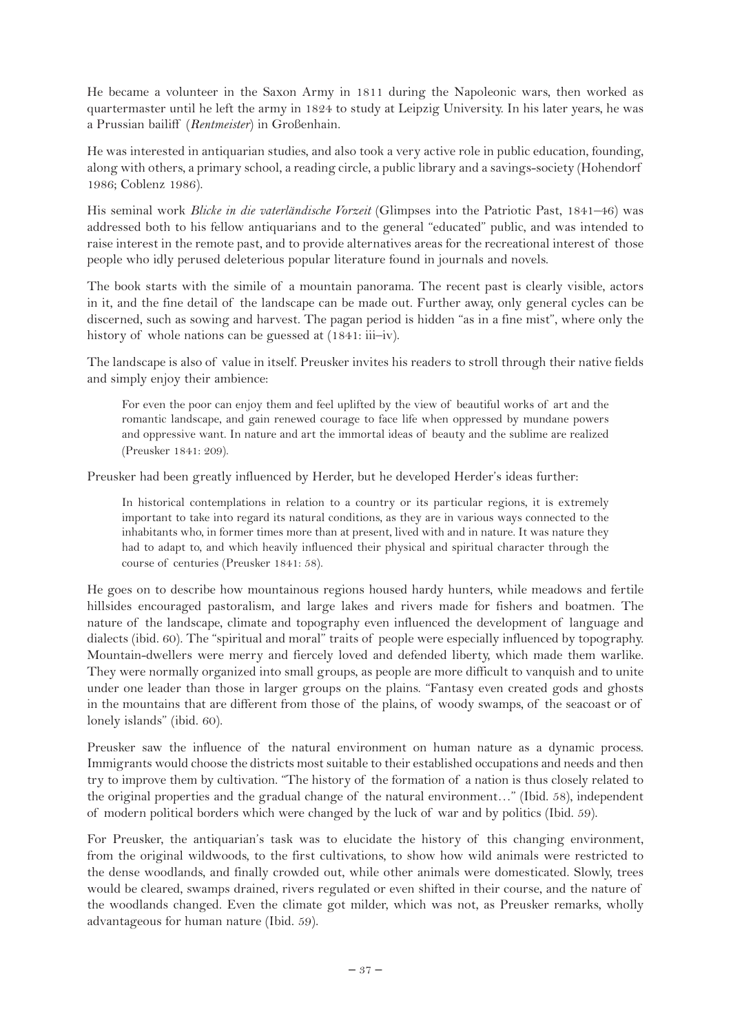He became a volunteer in the Saxon Army in 1811 during the Napoleonic wars, then worked as quartermaster until he left the army in 1824 to study at Leipzig University. In his later years, he was a Prussian bailiff (*Rentmeister*) in Großenhain.

He was interested in antiquarian studies, and also took a very active role in public education, founding, along with others, a primary school, a reading circle, a public library and a savings-society (Hohendorf 1986; Coblenz 1986).

His seminal work *Blicke in die vaterländische Vorzeit* (Glimpses into the Patriotic Past, 1841–46) was addressed both to his fellow antiquarians and to the general "educated" public, and was intended to raise interest in the remote past, and to provide alternatives areas for the recreational interest of those people who idly perused deleterious popular literature found in journals and novels.

The book starts with the simile of a mountain panorama. The recent past is clearly visible, actors in it, and the fine detail of the landscape can be made out. Further away, only general cycles can be discerned, such as sowing and harvest. The pagan period is hidden "as in a fine mist", where only the history of whole nations can be guessed at (1841: iii–iv).

The landscape is also of value in itself. Preusker invites his readers to stroll through their native fields and simply enjoy their ambience:

> For even the poor can enjoy them and feel uplifted by the view of beautiful works of art and the romantic landscape, and gain renewed courage to face life when oppressed by mundane powers and oppressive want. In nature and art the immortal ideas of beauty and the sublime are realized (Preusker 1841: 209).

Preusker had been greatly influenced by Herder, but he developed Herder's ideas further:

> In historical contemplations in relation to a country or its particular regions, it is extremely important to take into regard its natural conditions, as they are in various ways connected to the inhabitants who, in former times more than at present, lived with and in nature. It was nature they had to adapt to, and which heavily influenced their physical and spiritual character through the course of centuries (Preusker 1841: 58).

He goes on to describe how mountainous regions housed hardy hunters, while meadows and fertile hillsides encouraged pastoralism, and large lakes and rivers made for fishers and boatmen. The nature of the landscape, climate and topography even influenced the development of language and dialects (ibid. 60). The "spiritual and moral" traits of people were especially influenced by topography. Mountain-dwellers were merry and fiercely loved and defended liberty, which made them warlike. They were normally organized into small groups, as people are more difficult to vanquish and to unite under one leader than those in larger groups on the plains. "Fantasy even created gods and ghosts in the mountains that are different from those of the plains, of woody swamps, of the seacoast or of lonely islands" (ibid. 60).

Preusker saw the influence of the natural environment on human nature as a dynamic process. Immigrants would choose the districts most suitable to their established occupations and needs and then try to improve them by cultivation. "The history of the formation of a nation is thus closely related to the original properties and the gradual change of the natural environment…" (Ibid. 58), independent of modern political borders which were changed by the luck of war and by politics (Ibid. 59).

For Preusker, the antiquarian's task was to elucidate the history of this changing environment, from the original wildwoods, to the first cultivations, to show how wild animals were restricted to the dense woodlands, and finally crowded out, while other animals were domesticated. Slowly, trees would be cleared, swamps drained, rivers regulated or even shifted in their course, and the nature of the woodlands changed. Even the climate got milder, which was not, as Preusker remarks, wholly advantageous for human nature (Ibid. 59).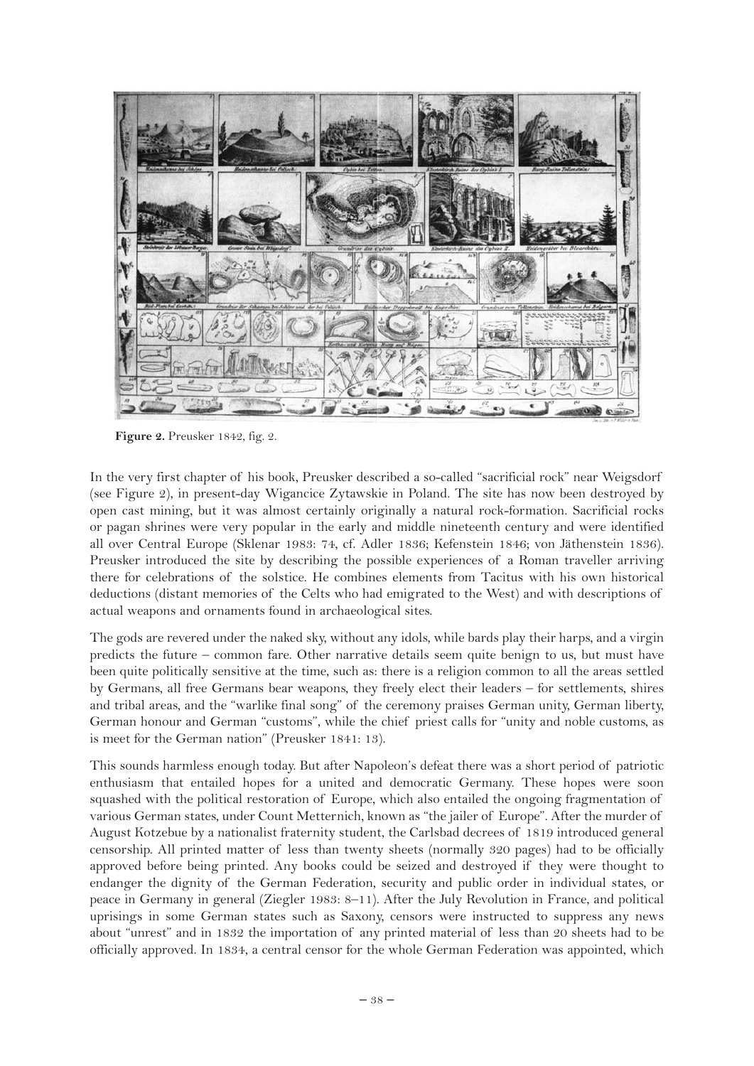**Figure 2.** Preusker 1842, fig. 2.

In the very first chapter of his book, Preusker described a so-called "sacrificial rock" near Weigsdorf (see Figure 2), in present-day Wigancice Zytawskie in Poland. The site has now been destroyed by open cast mining, but it was almost certainly originally a natural rock-formation. Sacrificial rocks or pagan shrines were very popular in the early and middle nineteenth century and were identified all over Central Europe (Sklenar 1983: 74, cf. Adler 1836; Kefenstein 1846; von Jäthenstein 1836). Preusker introduced the site by describing the possible experiences of a Roman traveller arriving there for celebrations of the solstice. He combines elements from Tacitus with his own historical deductions (distant memories of the Celts who had emigrated to the West) and with descriptions of actual weapons and ornaments found in archaeological sites.

The gods are revered under the naked sky, without any idols, while bards play their harps, and a virgin predicts the future – common fare. Other narrative details seem quite benign to us, but must have been quite politically sensitive at the time, such as: there is a religion common to all the areas settled by Germans, all free Germans bear weapons, they freely elect their leaders – for settlements, shires and tribal areas, and the "warlike final song" of the ceremony praises German unity, German liberty, German honour and German "customs", while the chief priest calls for "unity and noble customs, as is meet for the German nation" (Preusker 1841: 13).

This sounds harmless enough today. But after Napoleon's defeat there was a short period of patriotic enthusiasm that entailed hopes for a united and democratic Germany. These hopes were soon squashed with the political restoration of Europe, which also entailed the ongoing fragmentation of various German states, under Count Metternich, known as "the jailer of Europe". After the murder of August Kotzebue by a nationalist fraternity student, the Carlsbad decrees of 1819 introduced general censorship. All printed matter of less than twenty sheets (normally 320 pages) had to be officially approved before being printed. Any books could be seized and destroyed if they were thought to endanger the dignity of the German Federation, security and public order in individual states, or peace in Germany in general (Ziegler 1983: 8–11). After the July Revolution in France, and political uprisings in some German states such as Saxony, censors were instructed to suppress any news about "unrest" and in 1832 the importation of any printed material of less than 20 sheets had to be officially approved. In 1834, a central censor for the whole German Federation was appointed, which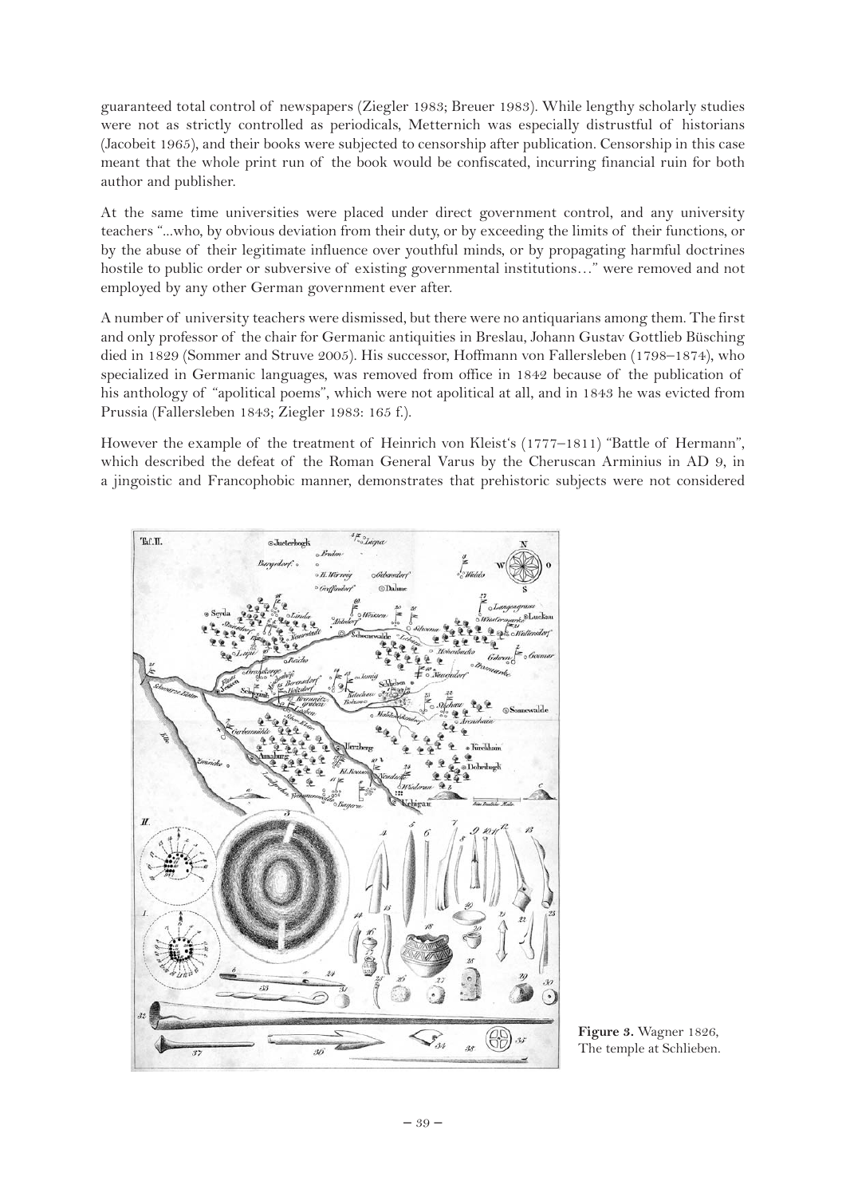guaranteed total control of newspapers (Ziegler 1983; Breuer 1983). While lengthy scholarly studies were not as strictly controlled as periodicals, Metternich was especially distrustful of historians (Jacobeit 1965), and their books were subjected to censorship after publication. Censorship in this case meant that the whole print run of the book would be confiscated, incurring financial ruin for both author and publisher.

At the same time universities were placed under direct government control, and any university teachers "...who, by obvious deviation from their duty, or by exceeding the limits of their functions, or by the abuse of their legitimate influence over youthful minds, or by propagating harmful doctrines hostile to public order or subversive of existing governmental institutions…" were removed and not employed by any other German government ever after.

A number of university teachers were dismissed, but there were no antiquarians among them. The first and only professor of the chair for Germanic antiquities in Breslau, Johann Gustav Gottlieb Büsching died in 1829 (Sommer and Struve 2005). His successor, Hoffmann von Fallersleben (1798–1874), who specialized in Germanic languages, was removed from office in 1842 because of the publication of his anthology of "apolitical poems", which were not apolitical at all, and in 1843 he was evicted from Prussia (Fallersleben 1843; Ziegler 1983: 165 f.).

However the example of the treatment of Heinrich von Kleist's (1777–1811) "Battle of Hermann", which described the defeat of the Roman General Varus by the Cheruscan Arminius in AD 9, in a jingoistic and Francophobic manner, demonstrates that prehistoric subjects were not considered

**Figure 3.** Wagner 1826, The temple at Schlieben.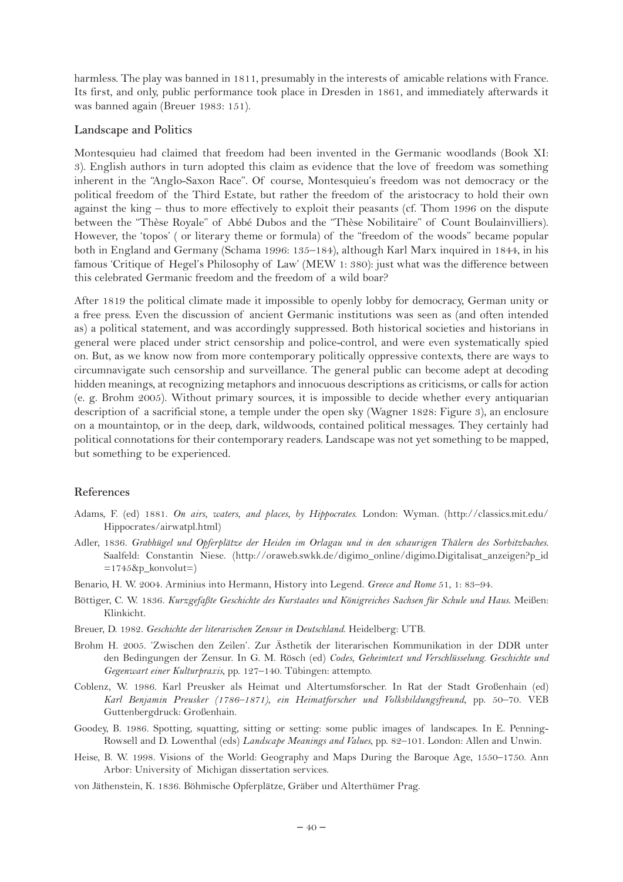harmless. The play was banned in 1811, presumably in the interests of amicable relations with France. Its first, and only, public performance took place in Dresden in 1861, and immediately afterwards it was banned again (Breuer 1983: 151).

## Landscape and Politics

Montesquieu had claimed that freedom had been invented in the Germanic woodlands (Book XI: 3). English authors in turn adopted this claim as evidence that the love of freedom was something inherent in the "Anglo-Saxon Race". Of course, Montesquieu's freedom was not democracy or the political freedom of the Third Estate, but rather the freedom of the aristocracy to hold their own against the king – thus to more effectively to exploit their peasants (cf. Thom 1996 on the dispute between the "Thèse Royale" of Abbé Dubos and the "Thèse Nobilitaire" of Count Boulainvilliers). However, the 'topos' ( or literary theme or formula) of the "freedom of the woods" became popular both in England and Germany (Schama 1996: 135–184), although Karl Marx inquired in 1844, in his famous 'Critique of Hegel's Philosophy of Law' (MEW 1: 380): just what was the difference between this celebrated Germanic freedom and the freedom of a wild boar?

After 1819 the political climate made it impossible to openly lobby for democracy, German unity or a free press. Even the discussion of ancient Germanic institutions was seen as (and often intended as) a political statement, and was accordingly suppressed. Both historical societies and historians in general were placed under strict censorship and police-control, and were even systematically spied on. But, as we know now from more contemporary politically oppressive contexts, there are ways to circumnavigate such censorship and surveillance. The general public can become adept at decoding hidden meanings, at recognizing metaphors and innocuous descriptions as criticisms, or calls for action (e. g. Brohm 2005). Without primary sources, it is impossible to decide whether every antiquarian description of a sacrificial stone, a temple under the open sky (Wagner 1828: Figure 3), an enclosure on a mountaintop, or in the deep, dark, wildwoods, contained political messages. They certainly had political connotations for their contemporary readers. Landscape was not yet something to be mapped, but something to be experienced.

## References

Adams, F. (ed) 1881. *On airs, waters, and places, by Hippocrates.* London: Wyman. (http://classics.mit.edu/Hippocrates/airwatpl.html)

Adler, 1836. *Grabhügel und Opferplätze der Heiden im Orlagau und in den schaurigen Thälern des Sorbitzbaches.* Saalfeld: Constantin Niese. (http://oraweb.swkk.de/digimo_online/digimo.Digitalisat_anzeigen?p_id=1745&p_konvolut=)

Benario, H. W. 2004. Arminius into Hermann, History into Legend. *Greece and Rome* 51, 1: 83–94.

Böttiger, C. W. 1836. *Kurzgefaßte Geschichte des Kurstaates und Königreiches Sachsen für Schule und Haus.* Meißen: Klinkicht.

Breuer, D. 1982. *Geschichte der literarischen Zensur in Deutschland.* Heidelberg: UTB.

Brohm H. 2005. 'Zwischen den Zeilen'. Zur Ästhetik der literarischen Kommunikation in der DDR unter den Bedingungen der Zensur. In G. M. Rösch (ed) *Codes, Geheimtext und Verschlüsselung. Geschichte und Gegenwart einer Kulturpraxis*, pp. 127–140. Tübingen: attempto.

Coblenz, W. 1986. Karl Preusker als Heimat und Altertumsforscher. In Rat der Stadt Großenhain (ed) *Karl Benjamin Preusker (1786–1871), ein Heimatforscher und Volksbildungsfreund*, pp. 50–70. VEB Guttenbergdruck: Großenhain.

Goodey, B. 1986. Spotting, squatting, sitting or setting: some public images of landscapes. In E. Penning-Rowsell and D. Lowenthal (eds) *Landscape Meanings and Values*, pp. 82–101. London: Allen and Unwin.

Heise, B. W. 1998. Visions of the World: Geography and Maps During the Baroque Age, 1550–1750. Ann Arbor: University of Michigan dissertation services.

von Jäthenstein, K. 1836. Böhmische Opferplätze, Gräber und Alterthümer Prag.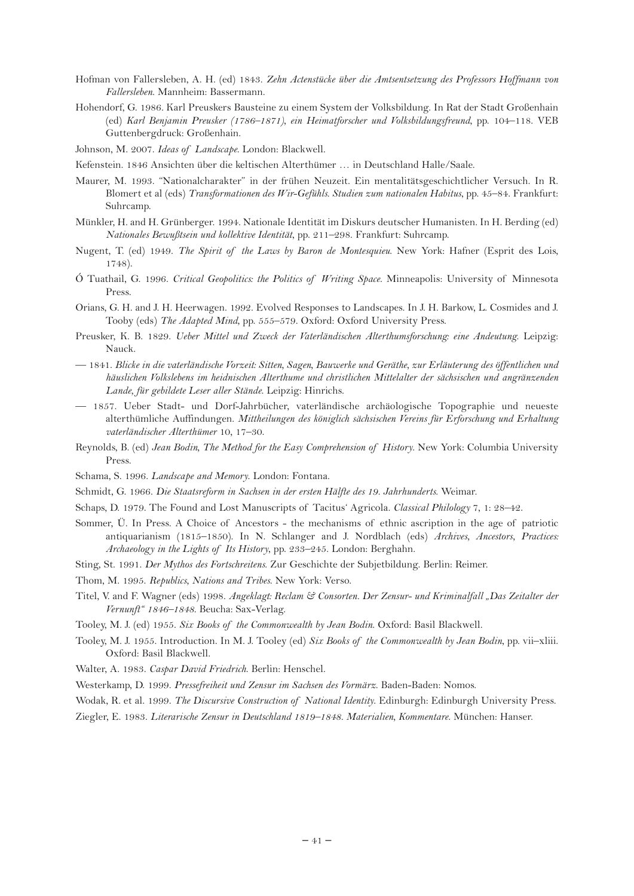Hofman von Fallersleben, A. H. (ed) 1843. *Zehn Actenstücke über die Amtsentsetzung des Professors Hoffmann von Fallersleben*. Mannheim: Bassermann.

Hohendorf, G. 1986. Karl Preuskers Bausteine zu einem System der Volksbildung. In Rat der Stadt Großenhain (ed) *Karl Benjamin Preusker (1786–1871), ein Heimatforscher und Volksbildungsfreund*, pp. 104–118. VEB Guttenbergdruck: Großenhain.

Johnson, M. 2007. *Ideas of Landscape*. London: Blackwell.

Kefenstein. 1846 Ansichten über die keltischen Alterthümer … in Deutschland Halle/Saale.

Maurer, M. 1993. "Nationalcharakter" in der frühen Neuzeit. Ein mentalitätsgeschichtlicher Versuch. In R. Blomert et al (eds) *Transformationen des Wir-Gefühls. Studien zum nationalen Habitus*, pp. 45–84. Frankfurt: Suhrcamp.

Münkler, H. and H. Grünberger. 1994. Nationale Identität im Diskurs deutscher Humanisten. In H. Berding (ed) *Nationales Bewußtsein und kollektive Identität*, pp. 211–298. Frankfurt: Suhrcamp.

Nugent, T. (ed) 1949. *The Spirit of the Laws by Baron de Montesquieu*. New York: Hafner (Esprit des Lois, 1748).

Ó Tuathail, G. 1996. *Critical Geopolitics: the Politics of Writing Space*. Minneapolis: University of Minnesota Press.

Orians, G. H. and J. H. Heerwagen. 1992. Evolved Responses to Landscapes. In J. H. Barkow, L. Cosmides and J. Tooby (eds) *The Adapted Mind*, pp. 555–579. Oxford: Oxford University Press.

Preusker, K. B. 1829. *Ueber Mittel und Zweck der Vaterländischen Alterthumsforschung: eine Andeutung*. Leipzig: Nauck.

— 1841. *Blicke in die vaterländische Vorzeit: Sitten, Sagen, Bauwerke und Geräthe, zur Erläuterung des öffentlichen und häuslichen Volkslebens im heidnischen Alterthume und christlichen Mittelalter der sächsischen und angränzenden Lande, für gebildete Leser aller Stände*. Leipzig: Hinrichs.

— 1857. Ueber Stadt- und Dorf-Jahrbücher, vaterländische archäologische Topographie und neueste alterthümliche Auffindungen. *Mittheilungen des königlich sächsischen Vereins für Erforschung und Erhaltung vaterländischer Alterthümer* 10, 17–30.

Reynolds, B. (ed) *Jean Bodin, The Method for the Easy Comprehension of History*. New York: Columbia University Press.

Schama, S. 1996. *Landscape and Memory*. London: Fontana.

Schmidt, G. 1966. *Die Staatsreform in Sachsen in der ersten Hälfte des 19. Jahrhunderts*. Weimar.

Schaps, D. 1979. The Found and Lost Manuscripts of Tacitus' Agricola. *Classical Philology* 7, 1: 28–42.

Sommer, Ü. In Press. A Choice of Ancestors - the mechanisms of ethnic ascription in the age of patriotic antiquarianism (1815–1850). In N. Schlanger and J. Nordblach (eds) *Archives, Ancestors, Practices: Archaeology in the Lights of Its History*, pp. 233–245. London: Berghahn.

Sting, St. 1991. *Der Mythos des Fortschreitens*. Zur Geschichte der Subjetbildung. Berlin: Reimer.

Thom, M. 1995. *Republics, Nations and Tribes*. New York: Verso.

Titel, V. and F. Wagner (eds) 1998. *Angeklagt: Reclam & Consorten. Der Zensur- und Kriminalfall „Das Zeitalter der Vernunft" 1846–1848*. Beucha: Sax-Verlag.

Tooley, M. J. (ed) 1955. *Six Books of the Commonwealth by Jean Bodin*. Oxford: Basil Blackwell.

Tooley, M. J. 1955. Introduction. In M. J. Tooley (ed) *Six Books of the Commonwealth by Jean Bodin*, pp. vii–xliii. Oxford: Basil Blackwell.

Walter, A. 1983. *Caspar David Friedrich*. Berlin: Henschel.

Westerkamp, D. 1999. *Pressefreiheit und Zensur im Sachsen des Vormärz*. Baden-Baden: Nomos.

Wodak, R. et al. 1999. *The Discursive Construction of National Identity*. Edinburgh: Edinburgh University Press.

Ziegler, E. 1983. *Literarische Zensur in Deutschland 1819–1848. Materialien, Kommentare*. München: Hanser.